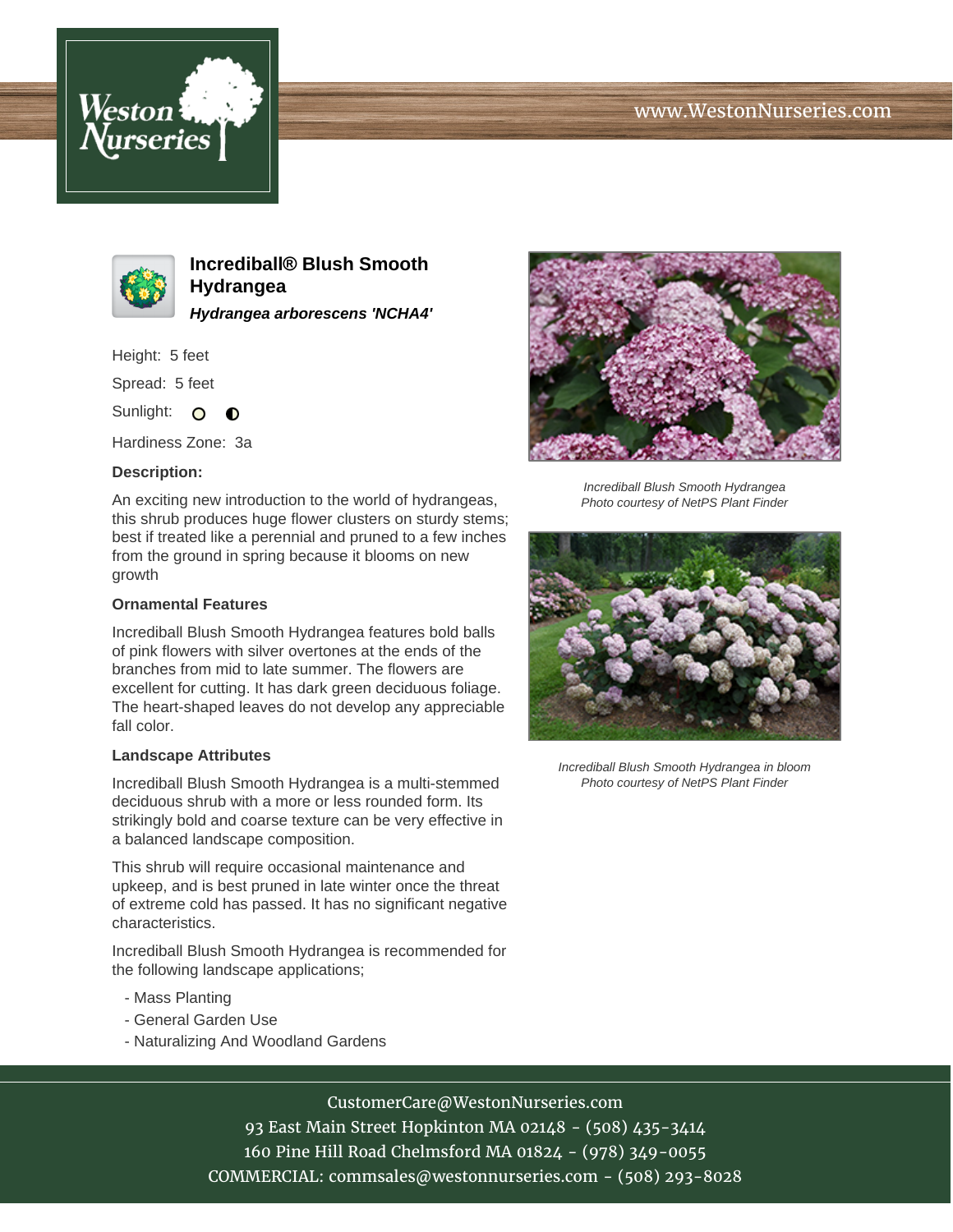# Incrediball® Blush Smooth Hydrangea

***Hydrangea arborescens 'NCHA4'***

Height: 5 feet

Spread: 5 feet

Sunlight:

Hardiness Zone: 3a

**Description:**

An exciting new introduction to the world of hydrangeas, this shrub produces huge flower clusters on sturdy stems; best if treated like a perennial and pruned to a few inches from the ground in spring because it blooms on new growth

**Ornamental Features**

Incrediball Blush Smooth Hydrangea features bold balls of pink flowers with silver overtones at the ends of the branches from mid to late summer. The flowers are excellent for cutting. It has dark green deciduous foliage. The heart-shaped leaves do not develop any appreciable fall color.

**Landscape Attributes**

Incrediball Blush Smooth Hydrangea is a multi-stemmed deciduous shrub with a more or less rounded form. Its strikingly bold and coarse texture can be very effective in a balanced landscape composition.

This shrub will require occasional maintenance and upkeep, and is best pruned in late winter once the threat of extreme cold has passed. It has no significant negative characteristics.

Incrediball Blush Smooth Hydrangea is recommended for the following landscape applications;

- Mass Planting
- General Garden Use
- Naturalizing And Woodland Gardens

*Incrediball Blush Smooth Hydrangea*
*Photo courtesy of NetPS Plant Finder*

*Incrediball Blush Smooth Hydrangea in bloom*
*Photo courtesy of NetPS Plant Finder*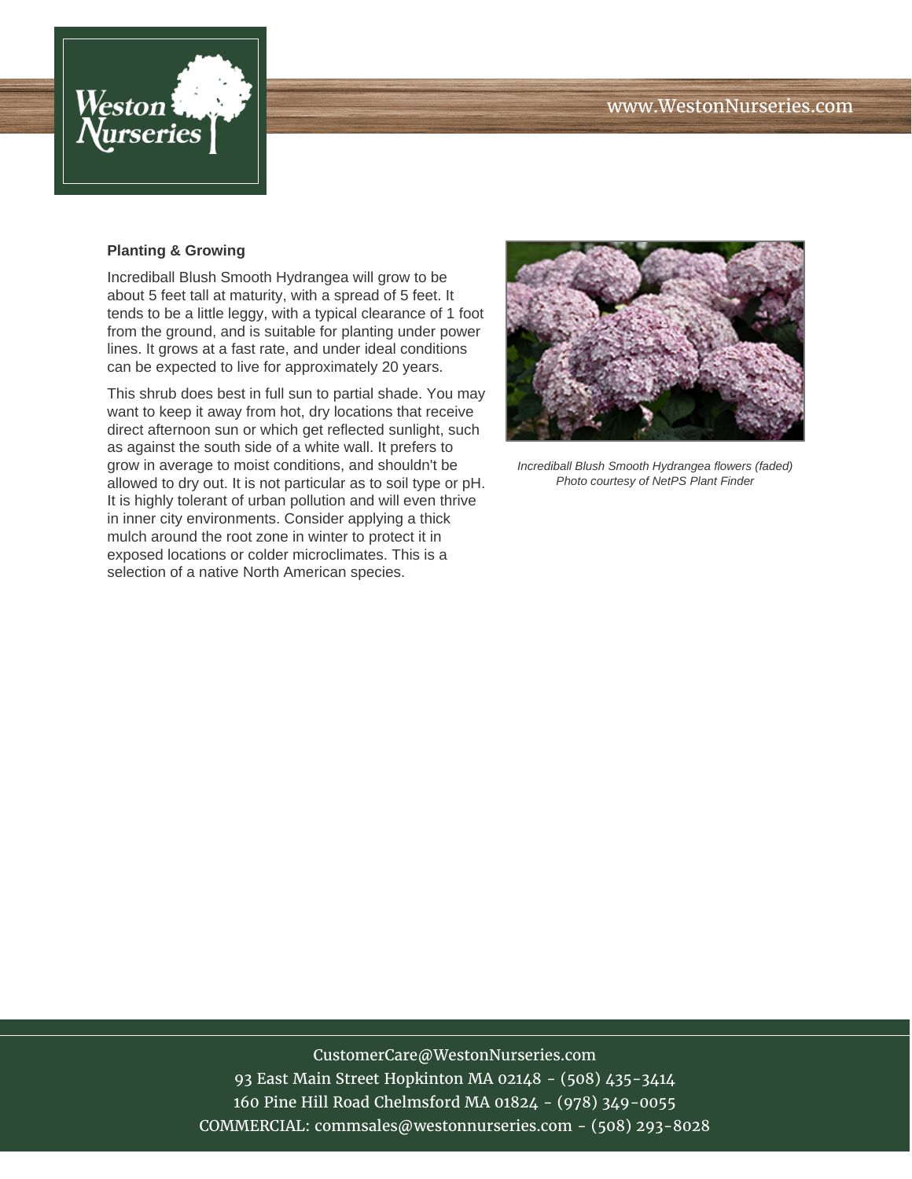**Planting & Growing**

Incrediball Blush Smooth Hydrangea will grow to be about 5 feet tall at maturity, with a spread of 5 feet. It tends to be a little leggy, with a typical clearance of 1 foot from the ground, and is suitable for planting under power lines. It grows at a fast rate, and under ideal conditions can be expected to live for approximately 20 years.

This shrub does best in full sun to partial shade. You may want to keep it away from hot, dry locations that receive direct afternoon sun or which get reflected sunlight, such as against the south side of a white wall. It prefers to grow in average to moist conditions, and shouldn't be allowed to dry out. It is not particular as to soil type or pH. It is highly tolerant of urban pollution and will even thrive in inner city environments. Consider applying a thick mulch around the root zone in winter to protect it in exposed locations or colder microclimates. This is a selection of a native North American species.

*Incrediball Blush Smooth Hydrangea flowers (faded)*
*Photo courtesy of NetPS Plant Finder*

CustomerCare@WestonNurseries.com
93 East Main Street Hopkinton MA 02148 - (508) 435-3414
160 Pine Hill Road Chelmsford MA 01824 - (978) 349-0055
COMMERCIAL: commsales@westonnurseries.com - (508) 293-8028